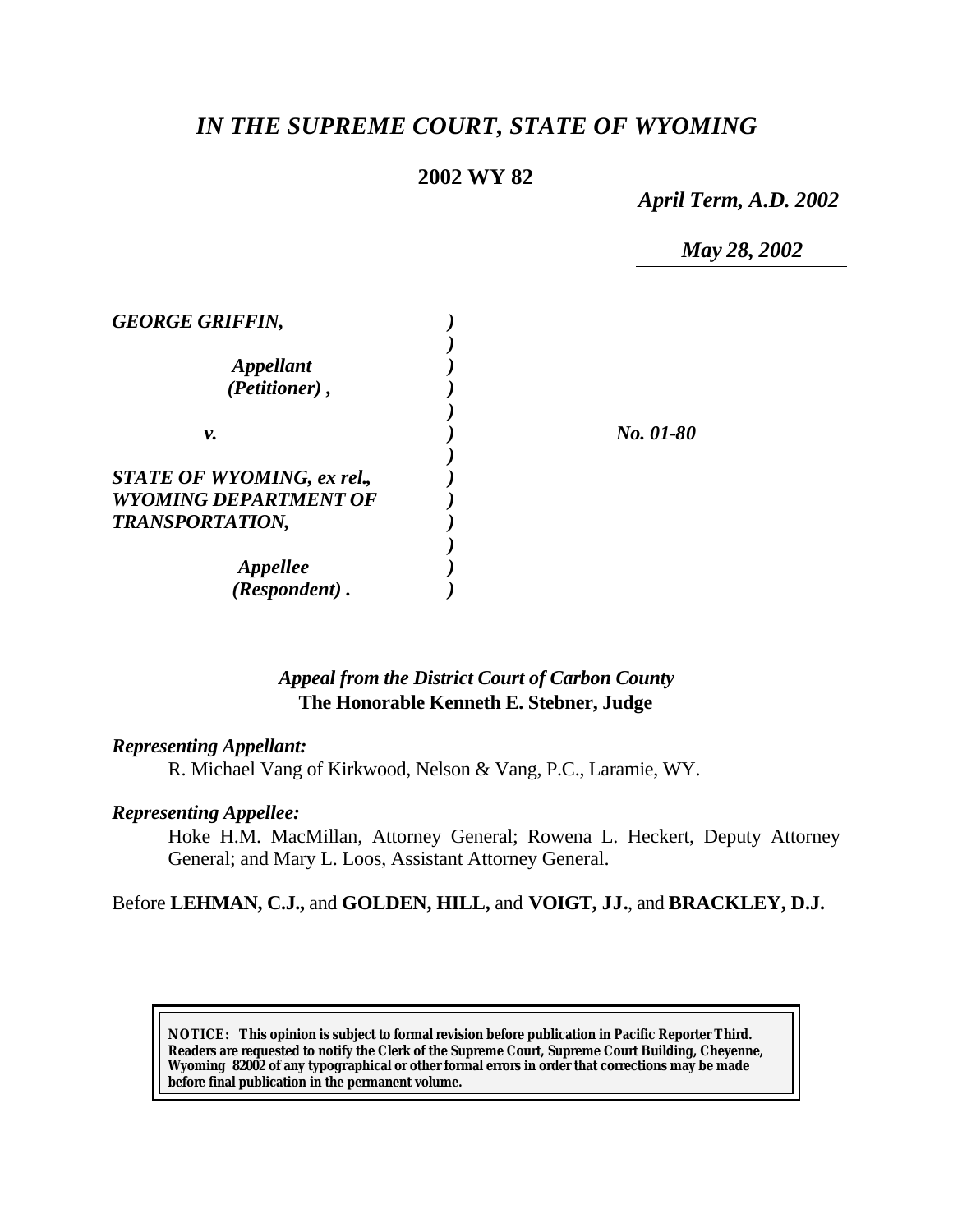# *IN THE SUPREME COURT, STATE OF WYOMING*

**2002 WY 82**

*April Term, A.D. 2002*

*May 28, 2002*

| | | |
|---|---|---|
| ***GEORGE GRIFFIN,*** | ) | |
| | ) | |
| ***Appellant*** | ) | |
| ***(Petitioner) ,*** | ) | |
| | ) | |
| ***v.*** | ) | ***No. 01-80*** |
| | ) | |
| ***STATE OF WYOMING, ex rel., WYOMING DEPARTMENT OF TRANSPORTATION,*** | ) | |
| | ) | |
| ***Appellee*** | ) | |
| ***(Respondent) .*** | ) | |

***Appeal from the District Court of Carbon County***
**The Honorable Kenneth E. Stebner, Judge**

***Representing Appellant:***

R. Michael Vang of Kirkwood, Nelson & Vang, P.C., Laramie, WY.

***Representing Appellee:***

Hoke H.M. MacMillan, Attorney General; Rowena L. Heckert, Deputy Attorney General; and Mary L. Loos, Assistant Attorney General.

Before **LEHMAN, C.J.,** and **GOLDEN, HILL,** and **VOIGT, JJ.**, and **BRACKLEY, D.J.**

**NOTICE: This opinion is subject to formal revision before publication in Pacific Reporter Third. Readers are requested to notify the Clerk of the Supreme Court, Supreme Court Building, Cheyenne, Wyoming 82002 of any typographical or other formal errors in order that corrections may be made before final publication in the permanent volume.**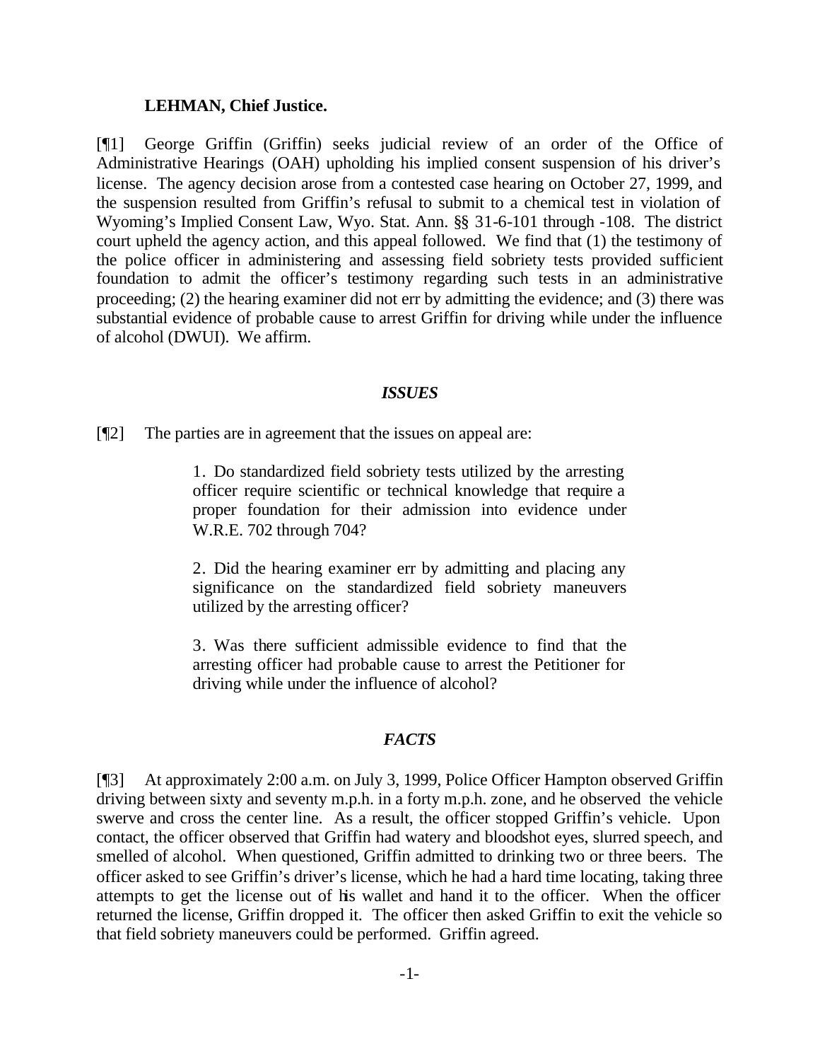**LEHMAN, Chief Justice.**

[¶1] George Griffin (Griffin) seeks judicial review of an order of the Office of Administrative Hearings (OAH) upholding his implied consent suspension of his driver's license. The agency decision arose from a contested case hearing on October 27, 1999, and the suspension resulted from Griffin's refusal to submit to a chemical test in violation of Wyoming's Implied Consent Law, Wyo. Stat. Ann. §§ 31-6-101 through -108. The district court upheld the agency action, and this appeal followed. We find that (1) the testimony of the police officer in administering and assessing field sobriety tests provided sufficient foundation to admit the officer's testimony regarding such tests in an administrative proceeding; (2) the hearing examiner did not err by admitting the evidence; and (3) there was substantial evidence of probable cause to arrest Griffin for driving while under the influence of alcohol (DWUI). We affirm.

### *ISSUES*

[¶2] The parties are in agreement that the issues on appeal are:

> 1. Do standardized field sobriety tests utilized by the arresting officer require scientific or technical knowledge that require a proper foundation for their admission into evidence under W.R.E. 702 through 704?
>
> 2. Did the hearing examiner err by admitting and placing any significance on the standardized field sobriety maneuvers utilized by the arresting officer?
>
> 3. Was there sufficient admissible evidence to find that the arresting officer had probable cause to arrest the Petitioner for driving while under the influence of alcohol?

### *FACTS*

[¶3] At approximately 2:00 a.m. on July 3, 1999, Police Officer Hampton observed Griffin driving between sixty and seventy m.p.h. in a forty m.p.h. zone, and he observed the vehicle swerve and cross the center line. As a result, the officer stopped Griffin's vehicle. Upon contact, the officer observed that Griffin had watery and bloodshot eyes, slurred speech, and smelled of alcohol. When questioned, Griffin admitted to drinking two or three beers. The officer asked to see Griffin's driver's license, which he had a hard time locating, taking three attempts to get the license out of his wallet and hand it to the officer. When the officer returned the license, Griffin dropped it. The officer then asked Griffin to exit the vehicle so that field sobriety maneuvers could be performed. Griffin agreed.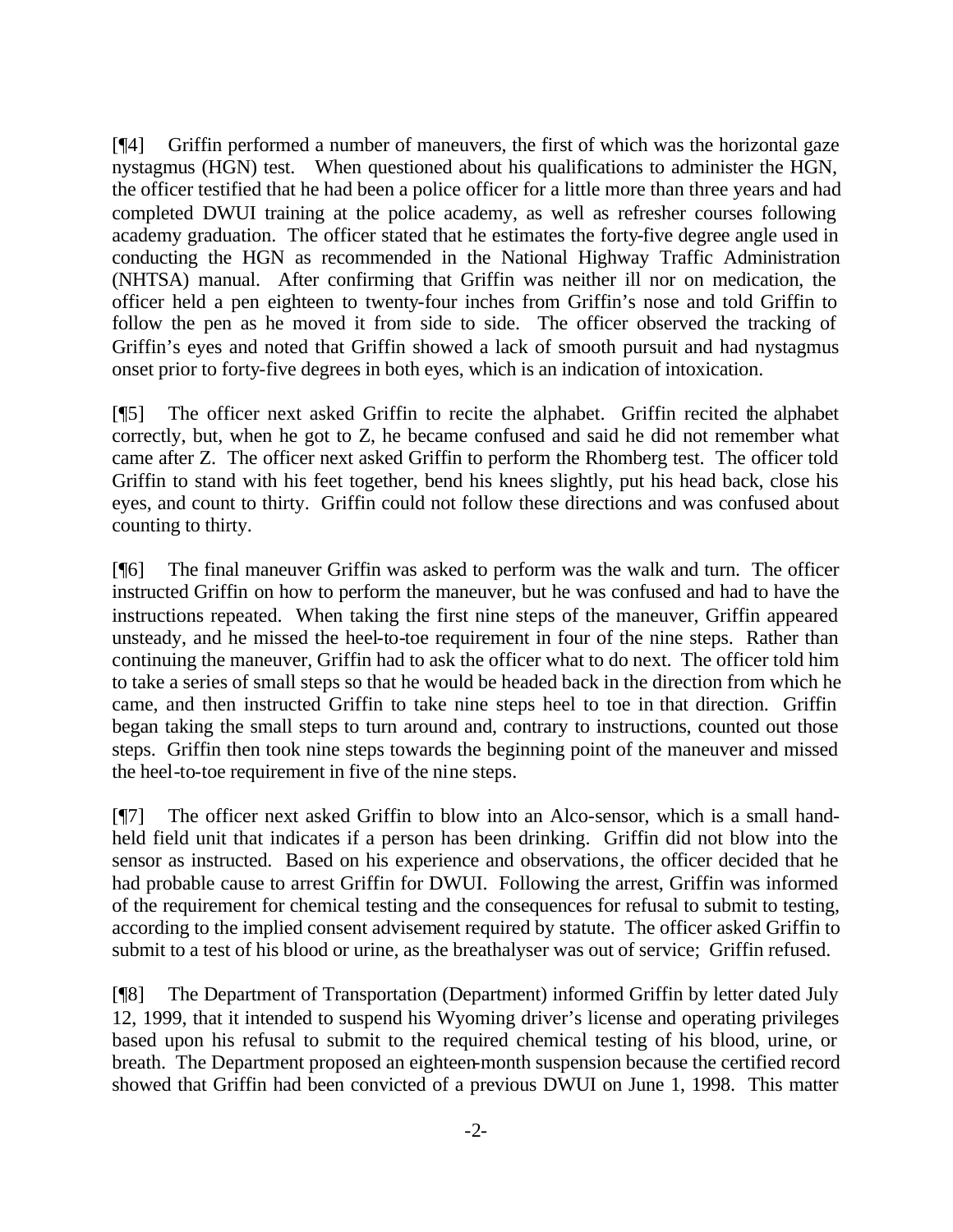[¶4] Griffin performed a number of maneuvers, the first of which was the horizontal gaze nystagmus (HGN) test. When questioned about his qualifications to administer the HGN, the officer testified that he had been a police officer for a little more than three years and had completed DWUI training at the police academy, as well as refresher courses following academy graduation. The officer stated that he estimates the forty-five degree angle used in conducting the HGN as recommended in the National Highway Traffic Administration (NHTSA) manual. After confirming that Griffin was neither ill nor on medication, the officer held a pen eighteen to twenty-four inches from Griffin's nose and told Griffin to follow the pen as he moved it from side to side. The officer observed the tracking of Griffin's eyes and noted that Griffin showed a lack of smooth pursuit and had nystagmus onset prior to forty-five degrees in both eyes, which is an indication of intoxication.

[¶5] The officer next asked Griffin to recite the alphabet. Griffin recited the alphabet correctly, but, when he got to Z, he became confused and said he did not remember what came after Z. The officer next asked Griffin to perform the Rhomberg test. The officer told Griffin to stand with his feet together, bend his knees slightly, put his head back, close his eyes, and count to thirty. Griffin could not follow these directions and was confused about counting to thirty.

[¶6] The final maneuver Griffin was asked to perform was the walk and turn. The officer instructed Griffin on how to perform the maneuver, but he was confused and had to have the instructions repeated. When taking the first nine steps of the maneuver, Griffin appeared unsteady, and he missed the heel-to-toe requirement in four of the nine steps. Rather than continuing the maneuver, Griffin had to ask the officer what to do next. The officer told him to take a series of small steps so that he would be headed back in the direction from which he came, and then instructed Griffin to take nine steps heel to toe in that direction. Griffin began taking the small steps to turn around and, contrary to instructions, counted out those steps. Griffin then took nine steps towards the beginning point of the maneuver and missed the heel-to-toe requirement in five of the nine steps.

[¶7] The officer next asked Griffin to blow into an Alco-sensor, which is a small hand-held field unit that indicates if a person has been drinking. Griffin did not blow into the sensor as instructed. Based on his experience and observations, the officer decided that he had probable cause to arrest Griffin for DWUI. Following the arrest, Griffin was informed of the requirement for chemical testing and the consequences for refusal to submit to testing, according to the implied consent advisement required by statute. The officer asked Griffin to submit to a test of his blood or urine, as the breathalyser was out of service; Griffin refused.

[¶8] The Department of Transportation (Department) informed Griffin by letter dated July 12, 1999, that it intended to suspend his Wyoming driver's license and operating privileges based upon his refusal to submit to the required chemical testing of his blood, urine, or breath. The Department proposed an eighteen-month suspension because the certified record showed that Griffin had been convicted of a previous DWUI on June 1, 1998. This matter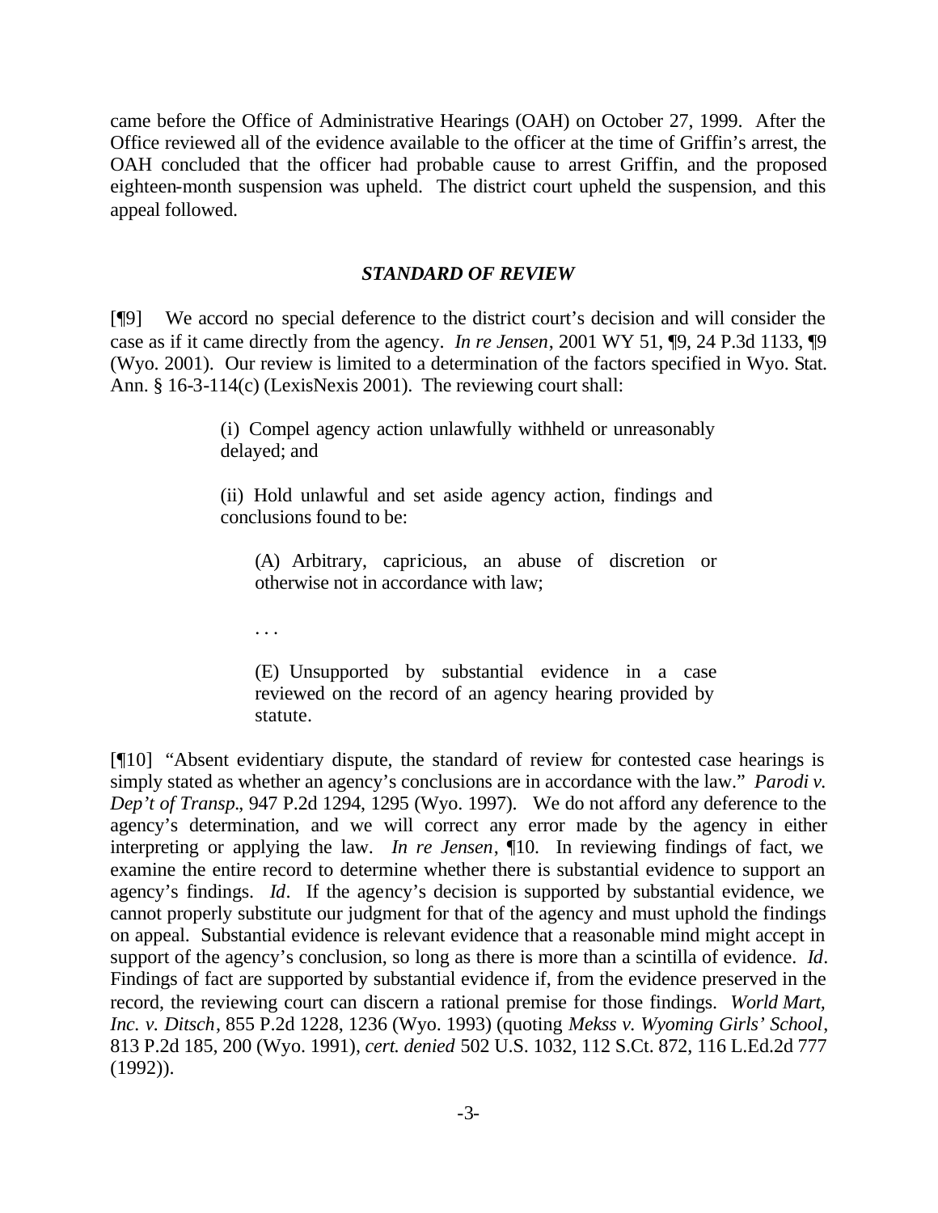came before the Office of Administrative Hearings (OAH) on October 27, 1999. After the Office reviewed all of the evidence available to the officer at the time of Griffin's arrest, the OAH concluded that the officer had probable cause to arrest Griffin, and the proposed eighteen-month suspension was upheld. The district court upheld the suspension, and this appeal followed.

### *STANDARD OF REVIEW*

[¶9] We accord no special deference to the district court's decision and will consider the case as if it came directly from the agency. *In re Jensen*, 2001 WY 51, ¶9, 24 P.3d 1133, ¶9 (Wyo. 2001). Our review is limited to a determination of the factors specified in Wyo. Stat. Ann. § 16-3-114(c) (LexisNexis 2001). The reviewing court shall:

> (i) Compel agency action unlawfully withheld or unreasonably delayed; and
>
> (ii) Hold unlawful and set aside agency action, findings and conclusions found to be:
>
> > (A) Arbitrary, capricious, an abuse of discretion or otherwise not in accordance with law;
> >
> > . . .
> >
> > (E) Unsupported by substantial evidence in a case reviewed on the record of an agency hearing provided by statute.

[¶10] "Absent evidentiary dispute, the standard of review for contested case hearings is simply stated as whether an agency's conclusions are in accordance with the law." *Parodi v. Dep't of Transp.*, 947 P.2d 1294, 1295 (Wyo. 1997). We do not afford any deference to the agency's determination, and we will correct any error made by the agency in either interpreting or applying the law. *In re Jensen*, ¶10. In reviewing findings of fact, we examine the entire record to determine whether there is substantial evidence to support an agency's findings. *Id*. If the agency's decision is supported by substantial evidence, we cannot properly substitute our judgment for that of the agency and must uphold the findings on appeal. Substantial evidence is relevant evidence that a reasonable mind might accept in support of the agency's conclusion, so long as there is more than a scintilla of evidence. *Id*. Findings of fact are supported by substantial evidence if, from the evidence preserved in the record, the reviewing court can discern a rational premise for those findings. *World Mart, Inc. v. Ditsch*, 855 P.2d 1228, 1236 (Wyo. 1993) (quoting *Mekss v. Wyoming Girls' School*, 813 P.2d 185, 200 (Wyo. 1991), *cert. denied* 502 U.S. 1032, 112 S.Ct. 872, 116 L.Ed.2d 777 (1992)).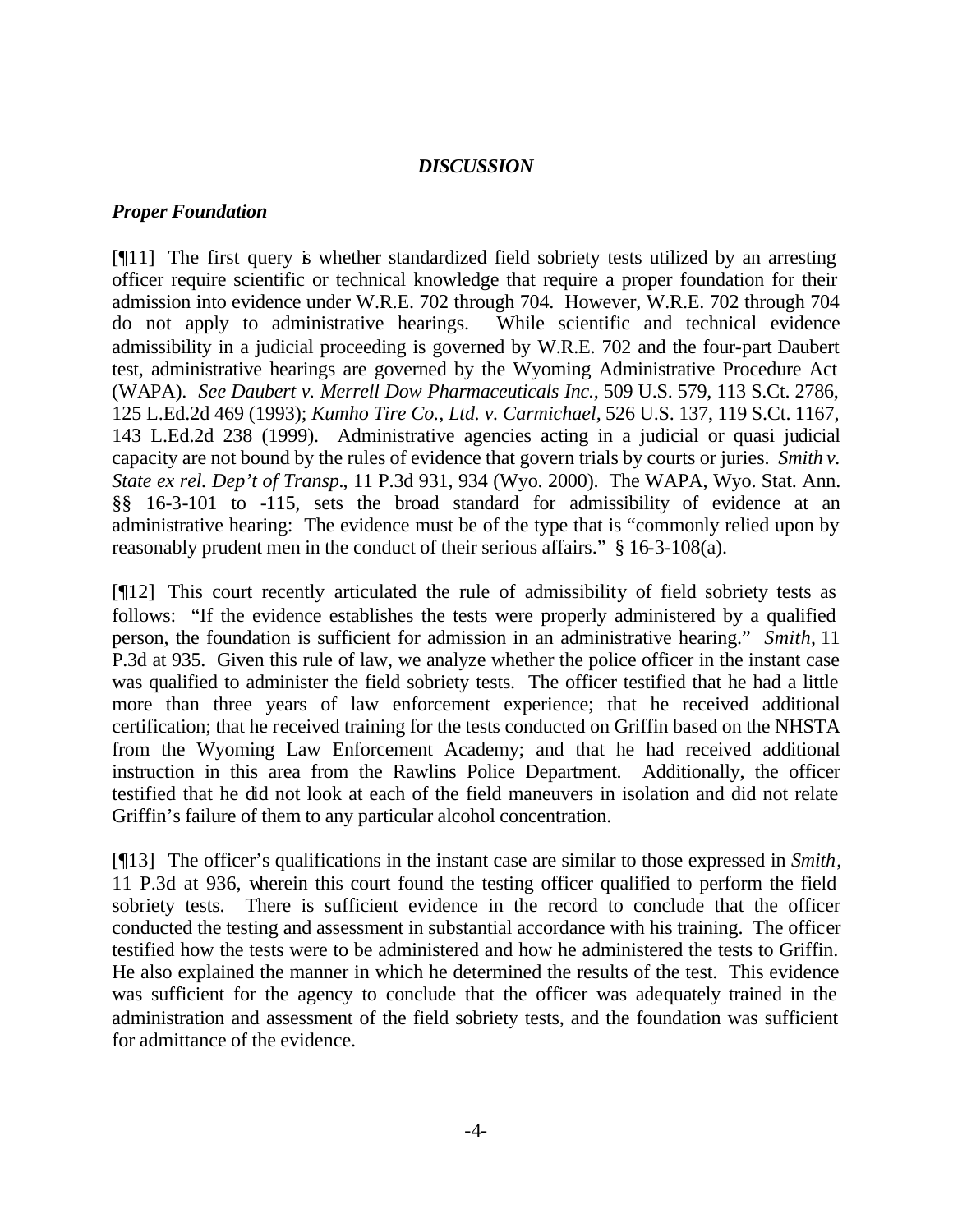## *DISCUSSION*

### *Proper Foundation*

[¶11] The first query is whether standardized field sobriety tests utilized by an arresting officer require scientific or technical knowledge that require a proper foundation for their admission into evidence under W.R.E. 702 through 704. However, W.R.E. 702 through 704 do not apply to administrative hearings. While scientific and technical evidence admissibility in a judicial proceeding is governed by W.R.E. 702 and the four-part Daubert test, administrative hearings are governed by the Wyoming Administrative Procedure Act (WAPA). *See Daubert v. Merrell Dow Pharmaceuticals Inc.*, 509 U.S. 579, 113 S.Ct. 2786, 125 L.Ed.2d 469 (1993); *Kumho Tire Co., Ltd. v. Carmichael*, 526 U.S. 137, 119 S.Ct. 1167, 143 L.Ed.2d 238 (1999). Administrative agencies acting in a judicial or quasi judicial capacity are not bound by the rules of evidence that govern trials by courts or juries. *Smith v. State ex rel. Dep't of Transp.*, 11 P.3d 931, 934 (Wyo. 2000). The WAPA, Wyo. Stat. Ann. §§ 16-3-101 to -115, sets the broad standard for admissibility of evidence at an administrative hearing: The evidence must be of the type that is "commonly relied upon by reasonably prudent men in the conduct of their serious affairs." § 16-3-108(a).

[¶12] This court recently articulated the rule of admissibility of field sobriety tests as follows: "If the evidence establishes the tests were properly administered by a qualified person, the foundation is sufficient for admission in an administrative hearing." *Smith*, 11 P.3d at 935. Given this rule of law, we analyze whether the police officer in the instant case was qualified to administer the field sobriety tests. The officer testified that he had a little more than three years of law enforcement experience; that he received additional certification; that he received training for the tests conducted on Griffin based on the NHSTA from the Wyoming Law Enforcement Academy; and that he had received additional instruction in this area from the Rawlins Police Department. Additionally, the officer testified that he did not look at each of the field maneuvers in isolation and did not relate Griffin's failure of them to any particular alcohol concentration.

[¶13] The officer's qualifications in the instant case are similar to those expressed in *Smith*, 11 P.3d at 936, wherein this court found the testing officer qualified to perform the field sobriety tests. There is sufficient evidence in the record to conclude that the officer conducted the testing and assessment in substantial accordance with his training. The officer testified how the tests were to be administered and how he administered the tests to Griffin. He also explained the manner in which he determined the results of the test. This evidence was sufficient for the agency to conclude that the officer was adequately trained in the administration and assessment of the field sobriety tests, and the foundation was sufficient for admittance of the evidence.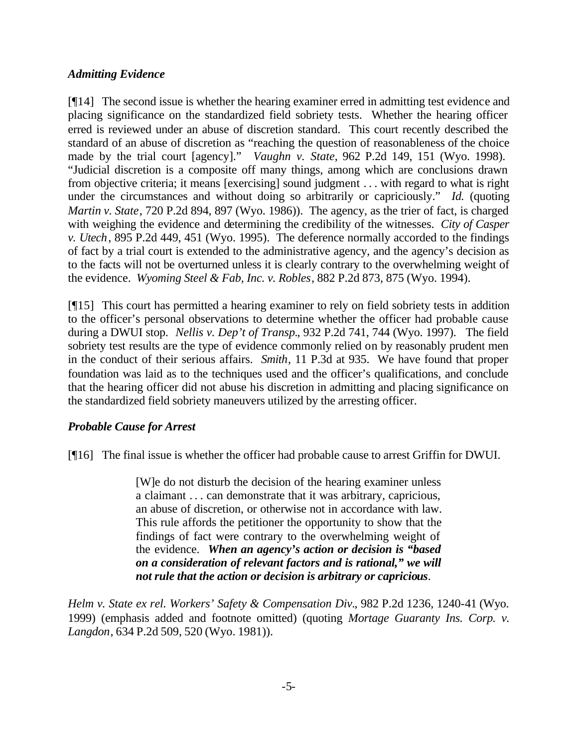### *Admitting Evidence*

[¶14] The second issue is whether the hearing examiner erred in admitting test evidence and placing significance on the standardized field sobriety tests. Whether the hearing officer erred is reviewed under an abuse of discretion standard. This court recently described the standard of an abuse of discretion as "reaching the question of reasonableness of the choice made by the trial court [agency]." *Vaughn v. State*, 962 P.2d 149, 151 (Wyo. 1998). "Judicial discretion is a composite off many things, among which are conclusions drawn from objective criteria; it means [exercising] sound judgment . . . with regard to what is right under the circumstances and without doing so arbitrarily or capriciously." *Id.* (quoting *Martin v. State*, 720 P.2d 894, 897 (Wyo. 1986)). The agency, as the trier of fact, is charged with weighing the evidence and determining the credibility of the witnesses. *City of Casper v. Utech*, 895 P.2d 449, 451 (Wyo. 1995). The deference normally accorded to the findings of fact by a trial court is extended to the administrative agency, and the agency's decision as to the facts will not be overturned unless it is clearly contrary to the overwhelming weight of the evidence. *Wyoming Steel & Fab, Inc. v. Robles*, 882 P.2d 873, 875 (Wyo. 1994).

[¶15] This court has permitted a hearing examiner to rely on field sobriety tests in addition to the officer's personal observations to determine whether the officer had probable cause during a DWUI stop. *Nellis v. Dep't of Transp.*, 932 P.2d 741, 744 (Wyo. 1997). The field sobriety test results are the type of evidence commonly relied on by reasonably prudent men in the conduct of their serious affairs. *Smith*, 11 P.3d at 935. We have found that proper foundation was laid as to the techniques used and the officer's qualifications, and conclude that the hearing officer did not abuse his discretion in admitting and placing significance on the standardized field sobriety maneuvers utilized by the arresting officer.

### *Probable Cause for Arrest*

[¶16] The final issue is whether the officer had probable cause to arrest Griffin for DWUI.

> [W]e do not disturb the decision of the hearing examiner unless a claimant . . . can demonstrate that it was arbitrary, capricious, an abuse of discretion, or otherwise not in accordance with law. This rule affords the petitioner the opportunity to show that the findings of fact were contrary to the overwhelming weight of the evidence. ***When an agency's action or decision is "based on a consideration of relevant factors and is rational," we will not rule that the action or decision is arbitrary or capricious***.

*Helm v. State ex rel. Workers' Safety & Compensation Div.*, 982 P.2d 1236, 1240-41 (Wyo. 1999) (emphasis added and footnote omitted) (quoting *Mortage Guaranty Ins. Corp. v. Langdon*, 634 P.2d 509, 520 (Wyo. 1981)).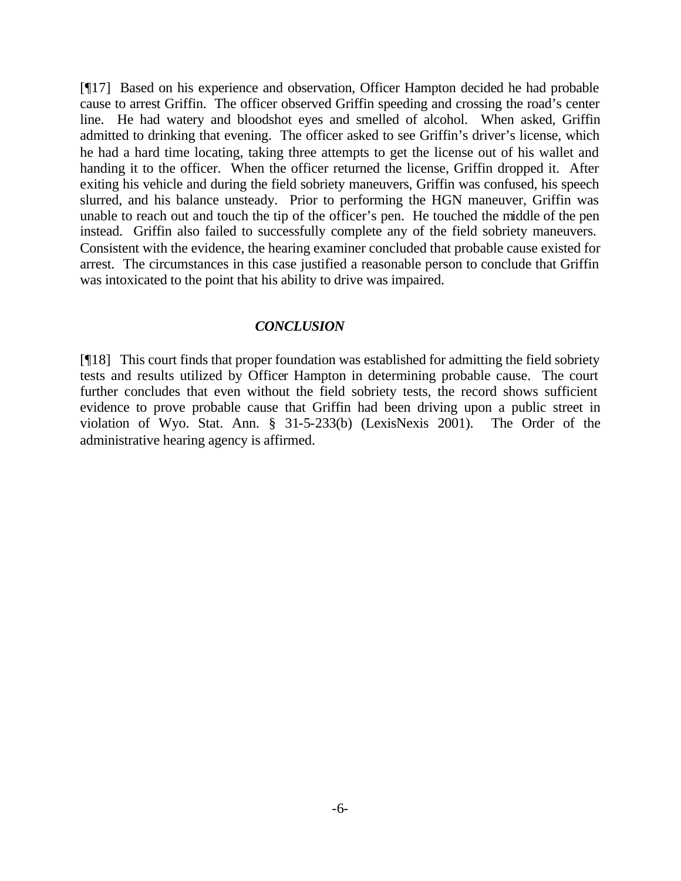[¶17] Based on his experience and observation, Officer Hampton decided he had probable cause to arrest Griffin. The officer observed Griffin speeding and crossing the road's center line. He had watery and bloodshot eyes and smelled of alcohol. When asked, Griffin admitted to drinking that evening. The officer asked to see Griffin's driver's license, which he had a hard time locating, taking three attempts to get the license out of his wallet and handing it to the officer. When the officer returned the license, Griffin dropped it. After exiting his vehicle and during the field sobriety maneuvers, Griffin was confused, his speech slurred, and his balance unsteady. Prior to performing the HGN maneuver, Griffin was unable to reach out and touch the tip of the officer's pen. He touched the middle of the pen instead. Griffin also failed to successfully complete any of the field sobriety maneuvers. Consistent with the evidence, the hearing examiner concluded that probable cause existed for arrest. The circumstances in this case justified a reasonable person to conclude that Griffin was intoxicated to the point that his ability to drive was impaired.

## *CONCLUSION*

[¶18] This court finds that proper foundation was established for admitting the field sobriety tests and results utilized by Officer Hampton in determining probable cause. The court further concludes that even without the field sobriety tests, the record shows sufficient evidence to prove probable cause that Griffin had been driving upon a public street in violation of Wyo. Stat. Ann. § 31-5-233(b) (LexisNexis 2001). The Order of the administrative hearing agency is affirmed.